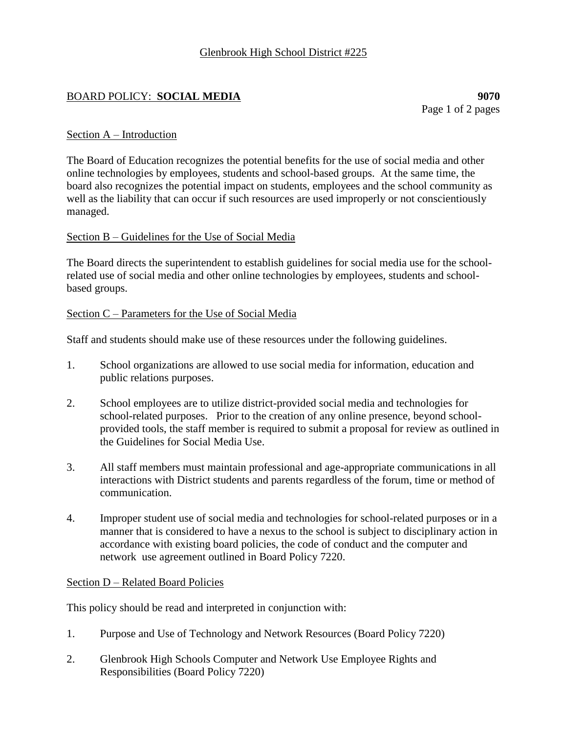Glenbrook High School District #225

## BOARD POLICY: **SOCIAL MEDIA** **9070**

### Section A – Introduction

The Board of Education recognizes the potential benefits for the use of social media and other online technologies by employees, students and school-based groups. At the same time, the board also recognizes the potential impact on students, employees and the school community as well as the liability that can occur if such resources are used improperly or not conscientiously managed.

### Section B – Guidelines for the Use of Social Media

The Board directs the superintendent to establish guidelines for social media use for the school-related use of social media and other online technologies by employees, students and school-based groups.

### Section C – Parameters for the Use of Social Media

Staff and students should make use of these resources under the following guidelines.

1. School organizations are allowed to use social media for information, education and public relations purposes.

2. School employees are to utilize district-provided social media and technologies for school-related purposes. Prior to the creation of any online presence, beyond school-provided tools, the staff member is required to submit a proposal for review as outlined in the Guidelines for Social Media Use.

3. All staff members must maintain professional and age-appropriate communications in all interactions with District students and parents regardless of the forum, time or method of communication.

4. Improper student use of social media and technologies for school-related purposes or in a manner that is considered to have a nexus to the school is subject to disciplinary action in accordance with existing board policies, the code of conduct and the computer and network use agreement outlined in Board Policy 7220.

### Section D – Related Board Policies

This policy should be read and interpreted in conjunction with:

1. Purpose and Use of Technology and Network Resources (Board Policy 7220)

2. Glenbrook High Schools Computer and Network Use Employee Rights and Responsibilities (Board Policy 7220)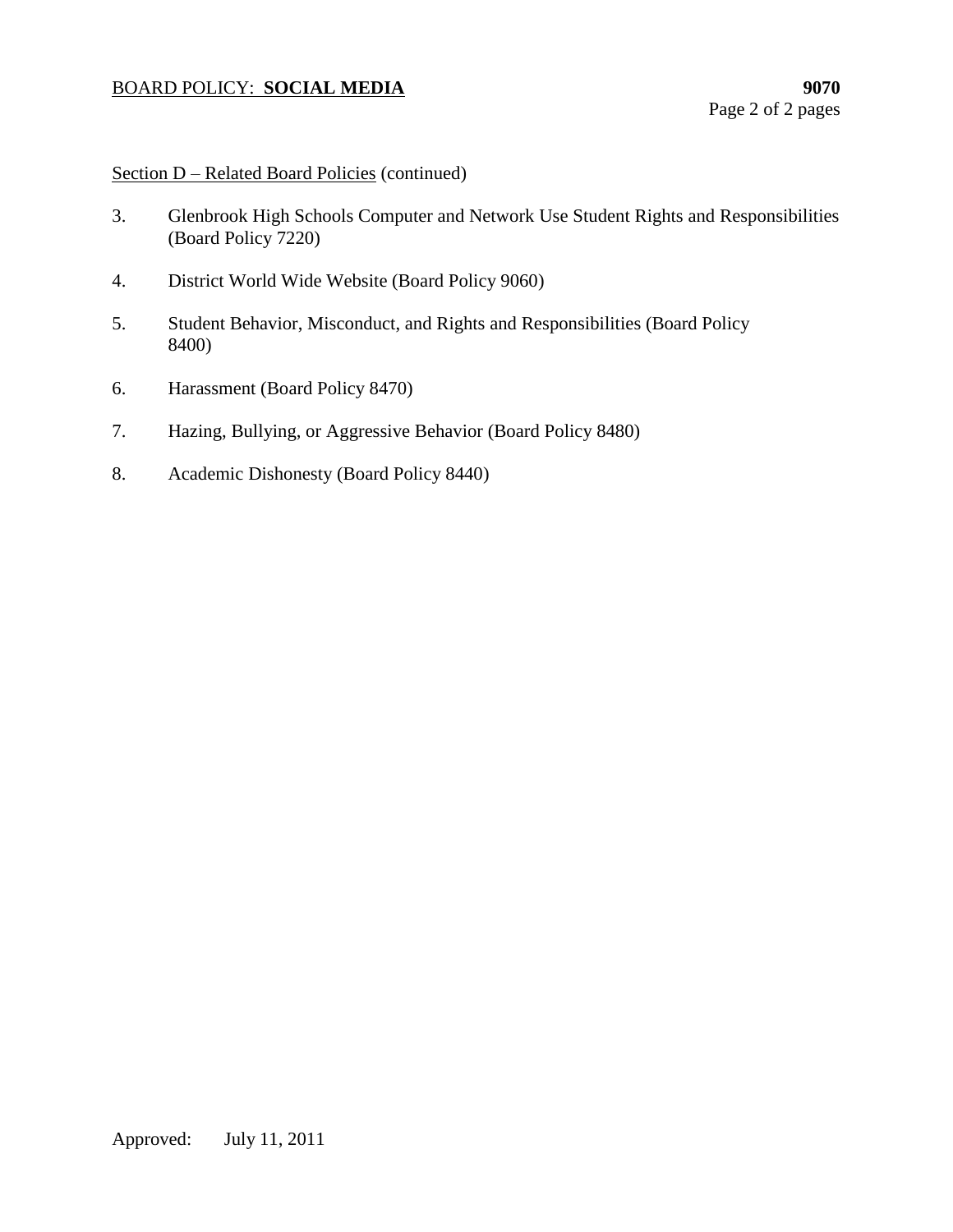Section D – Related Board Policies (continued)

3. Glenbrook High Schools Computer and Network Use Student Rights and Responsibilities (Board Policy 7220)

4. District World Wide Website (Board Policy 9060)

5. Student Behavior, Misconduct, and Rights and Responsibilities (Board Policy 8400)

6. Harassment (Board Policy 8470)

7. Hazing, Bullying, or Aggressive Behavior (Board Policy 8480)

8. Academic Dishonesty (Board Policy 8440)

Approved: July 11, 2011